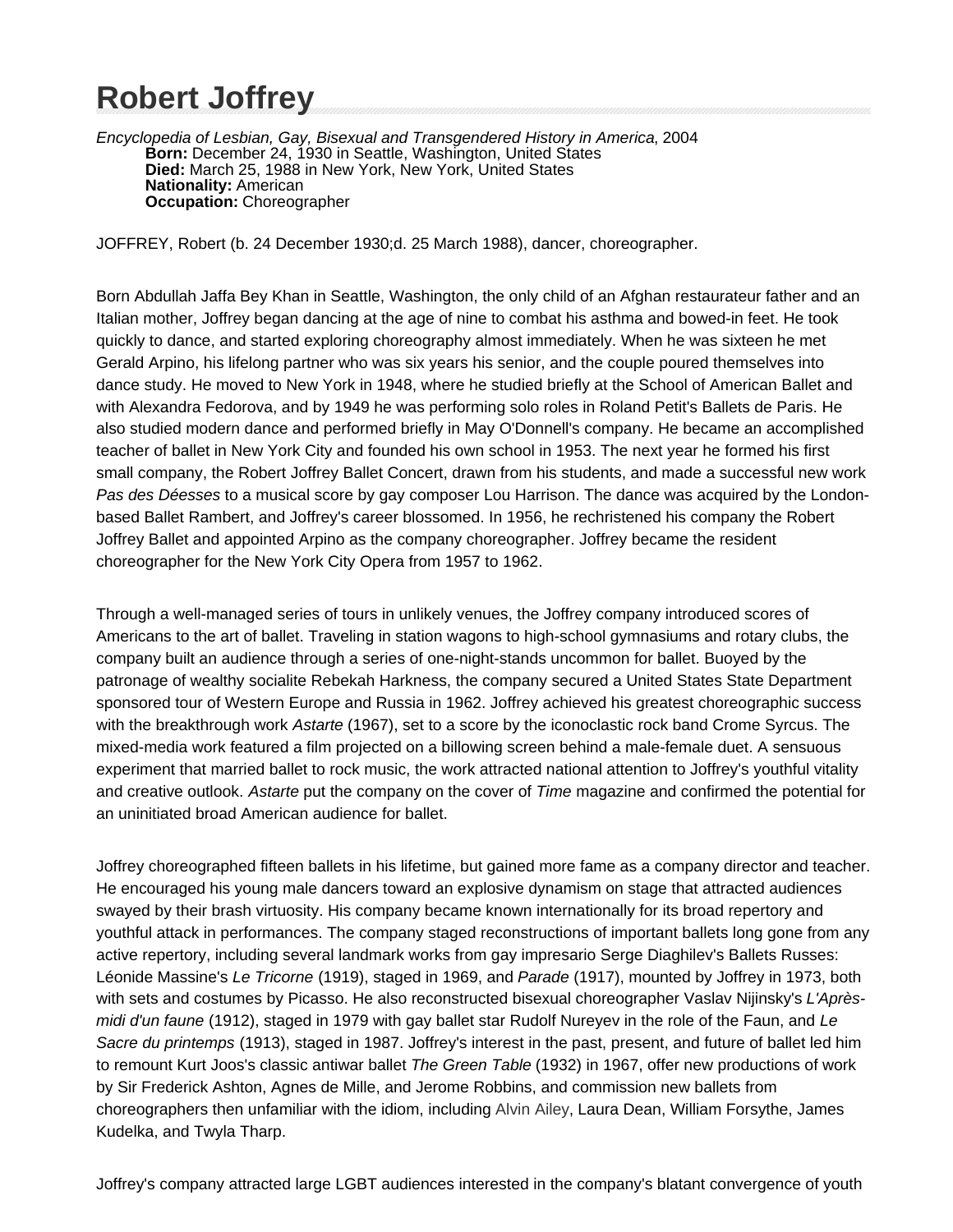# Robert Joffrey

*Encyclopedia of Lesbian, Gay, Bisexual and Transgendered History in America*, 2004

**Born:** December 24, 1930 in Seattle, Washington, United States
**Died:** March 25, 1988 in New York, New York, United States
**Nationality:** American
**Occupation:** Choreographer

JOFFREY, Robert (b. 24 December 1930;d. 25 March 1988), dancer, choreographer.

Born Abdullah Jaffa Bey Khan in Seattle, Washington, the only child of an Afghan restaurateur father and an Italian mother, Joffrey began dancing at the age of nine to combat his asthma and bowed-in feet. He took quickly to dance, and started exploring choreography almost immediately. When he was sixteen he met Gerald Arpino, his lifelong partner who was six years his senior, and the couple poured themselves into dance study. He moved to New York in 1948, where he studied briefly at the School of American Ballet and with Alexandra Fedorova, and by 1949 he was performing solo roles in Roland Petit's Ballets de Paris. He also studied modern dance and performed briefly in May O'Donnell's company. He became an accomplished teacher of ballet in New York City and founded his own school in 1953. The next year he formed his first small company, the Robert Joffrey Ballet Concert, drawn from his students, and made a successful new work *Pas des Déesses* to a musical score by gay composer Lou Harrison. The dance was acquired by the London-based Ballet Rambert, and Joffrey's career blossomed. In 1956, he rechristened his company the Robert Joffrey Ballet and appointed Arpino as the company choreographer. Joffrey became the resident choreographer for the New York City Opera from 1957 to 1962.

Through a well-managed series of tours in unlikely venues, the Joffrey company introduced scores of Americans to the art of ballet. Traveling in station wagons to high-school gymnasiums and rotary clubs, the company built an audience through a series of one-night-stands uncommon for ballet. Buoyed by the patronage of wealthy socialite Rebekah Harkness, the company secured a United States State Department sponsored tour of Western Europe and Russia in 1962. Joffrey achieved his greatest choreographic success with the breakthrough work *Astarte* (1967), set to a score by the iconoclastic rock band Crome Syrcus. The mixed-media work featured a film projected on a billowing screen behind a male-female duet. A sensuous experiment that married ballet to rock music, the work attracted national attention to Joffrey's youthful vitality and creative outlook. *Astarte* put the company on the cover of *Time* magazine and confirmed the potential for an uninitiated broad American audience for ballet.

Joffrey choreographed fifteen ballets in his lifetime, but gained more fame as a company director and teacher. He encouraged his young male dancers toward an explosive dynamism on stage that attracted audiences swayed by their brash virtuosity. His company became known internationally for its broad repertory and youthful attack in performances. The company staged reconstructions of important ballets long gone from any active repertory, including several landmark works from gay impresario Serge Diaghilev's Ballets Russes: Léonide Massine's *Le Tricorne* (1919), staged in 1969, and *Parade* (1917), mounted by Joffrey in 1973, both with sets and costumes by Picasso. He also reconstructed bisexual choreographer Vaslav Nijinsky's *L'Après-midi d'un faune* (1912), staged in 1979 with gay ballet star Rudolf Nureyev in the role of the Faun, and *Le Sacre du printemps* (1913), staged in 1987. Joffrey's interest in the past, present, and future of ballet led him to remount Kurt Joos's classic antiwar ballet *The Green Table* (1932) in 1967, offer new productions of work by Sir Frederick Ashton, Agnes de Mille, and Jerome Robbins, and commission new ballets from choreographers then unfamiliar with the idiom, including Alvin Ailey, Laura Dean, William Forsythe, James Kudelka, and Twyla Tharp.

Joffrey's company attracted large LGBT audiences interested in the company's blatant convergence of youth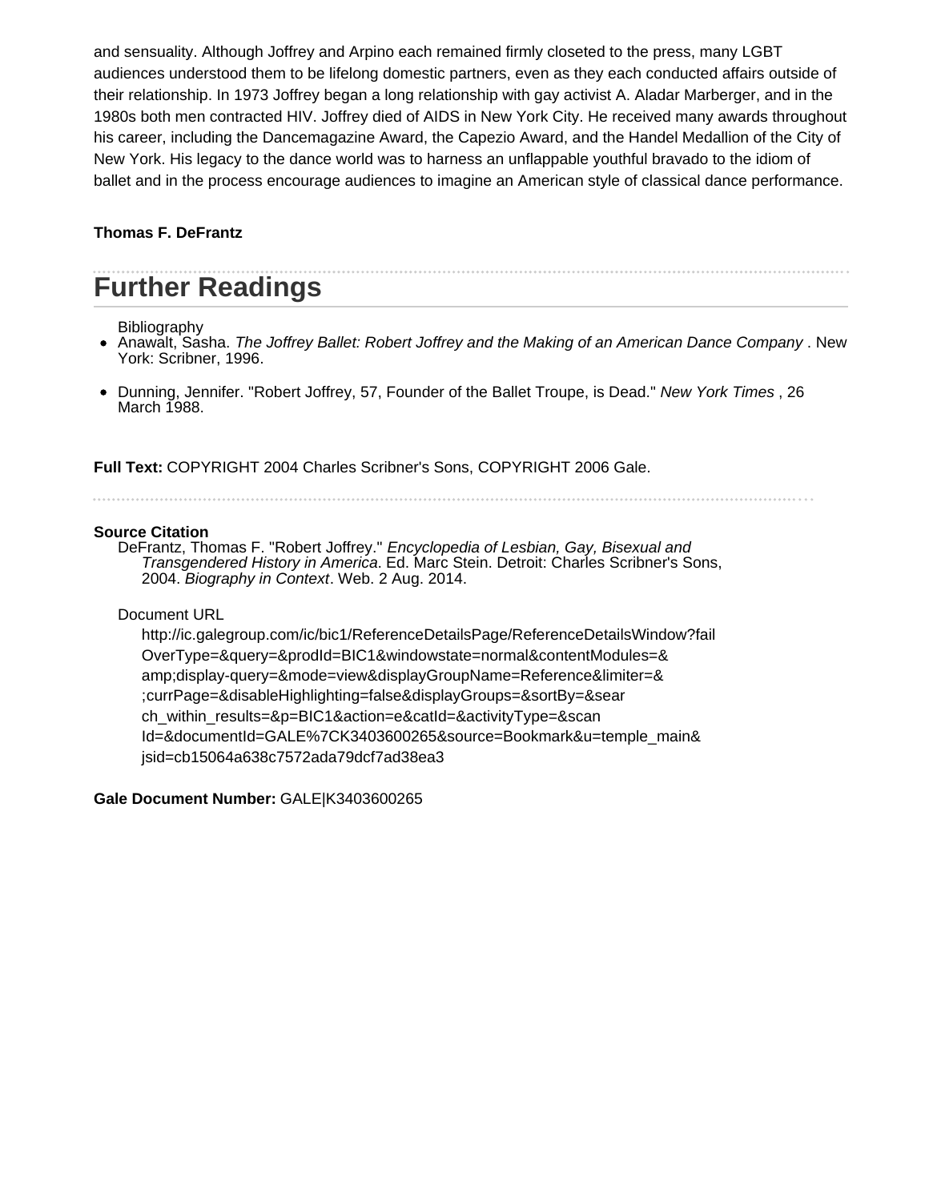and sensuality. Although Joffrey and Arpino each remained firmly closeted to the press, many LGBT audiences understood them to be lifelong domestic partners, even as they each conducted affairs outside of their relationship. In 1973 Joffrey began a long relationship with gay activist A. Aladar Marberger, and in the 1980s both men contracted HIV. Joffrey died of AIDS in New York City. He received many awards throughout his career, including the Dancemagazine Award, the Capezio Award, and the Handel Medallion of the City of New York. His legacy to the dance world was to harness an unflappable youthful bravado to the idiom of ballet and in the process encourage audiences to imagine an American style of classical dance performance.

**Thomas F. DeFrantz**

## Further Readings

Bibliography

- Anawalt, Sasha. *The Joffrey Ballet: Robert Joffrey and the Making of an American Dance Company* . New York: Scribner, 1996.
- Dunning, Jennifer. "Robert Joffrey, 57, Founder of the Ballet Troupe, is Dead." *New York Times* , 26 March 1988.

**Full Text:** COPYRIGHT 2004 Charles Scribner's Sons, COPYRIGHT 2006 Gale.

**Source Citation**

DeFrantz, Thomas F. "Robert Joffrey." *Encyclopedia of Lesbian, Gay, Bisexual and Transgendered History in America*. Ed. Marc Stein. Detroit: Charles Scribner's Sons, 2004. *Biography in Context*. Web. 2 Aug. 2014.

Document URL

http://ic.galegroup.com/ic/bic1/ReferenceDetailsPage/ReferenceDetailsWindow?failOverType=&query=&prodId=BIC1&windowstate=normal&contentModules=&amp;display-query=&mode=view&displayGroupName=Reference&limiter=&;currPage=&disableHighlighting=false&displayGroups=&sortBy=&search_within_results=&p=BIC1&action=e&catId=&activityType=&scanId=&documentId=GALE%7CK3403600265&source=Bookmark&u=temple_main&jsid=cb15064a638c7572ada79dcf7ad38ea3

**Gale Document Number:** GALE|K3403600265